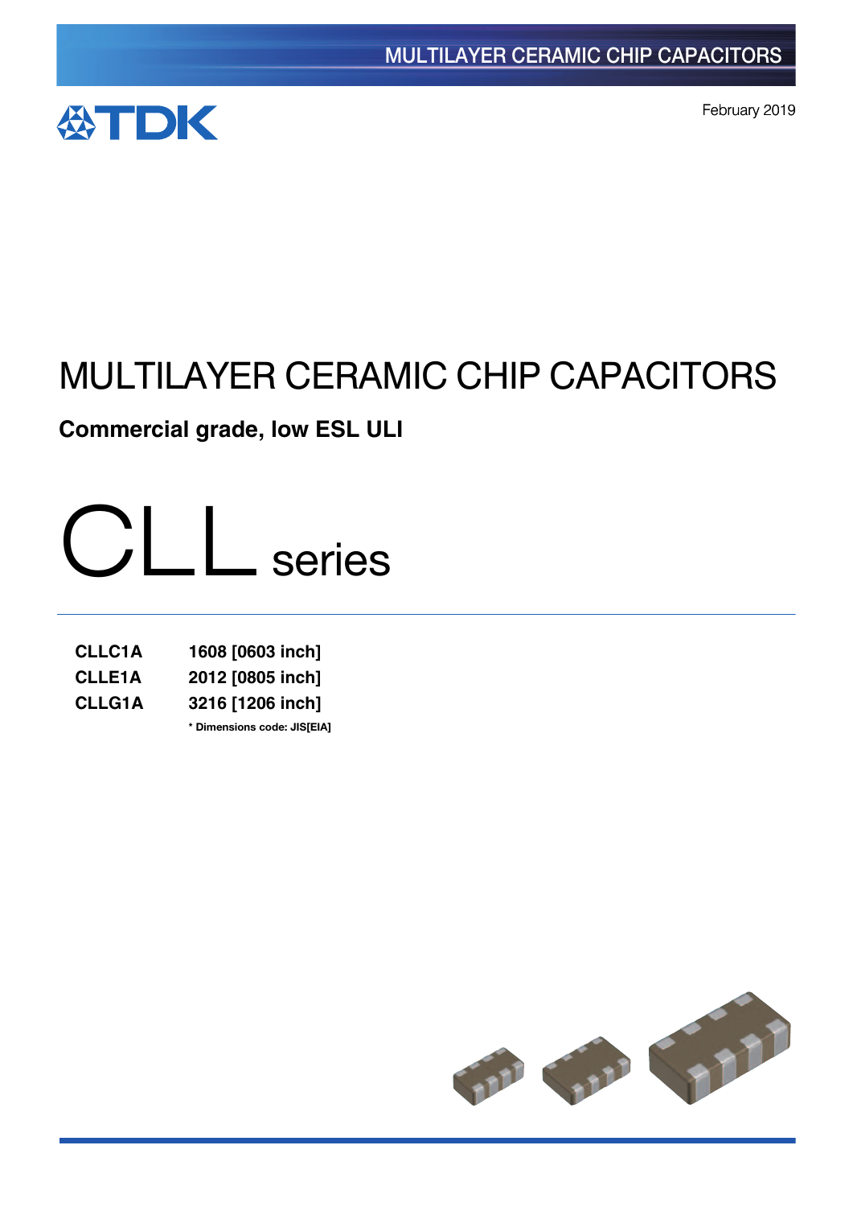MULTILAYER CERAMIC CHIP CAPACITORS

TDK

February 2019

# MULTILAYER CERAMIC CHIP CAPACITORS

## Commercial grade, low ESL ULI

# CLL series

| | |
|---|---|
| **CLLC1A** | **1608 [0603 inch]** |
| **CLLE1A** | **2012 [0805 inch]** |
| **CLLG1A** | **3216 [1206 inch]** |

**\* Dimensions code: JIS[EIA]**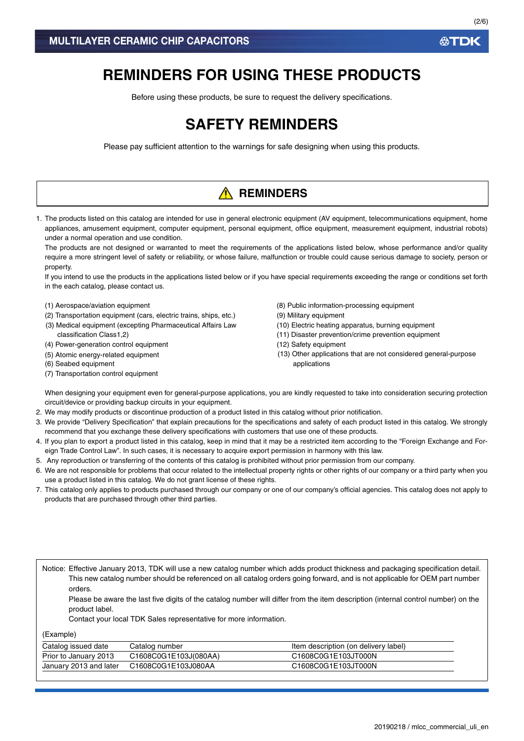# REMINDERS FOR USING THESE PRODUCTS

Before using these products, be sure to request the delivery specifications.

# SAFETY REMINDERS

Please pay sufficient attention to the warnings for safe designing when using this products.

## ⚠ REMINDERS

1. The products listed on this catalog are intended for use in general electronic equipment (AV equipment, telecommunications equipment, home appliances, amusement equipment, computer equipment, personal equipment, office equipment, measurement equipment, industrial robots) under a normal operation and use condition.
   The products are not designed or warranted to meet the requirements of the applications listed below, whose performance and/or quality require a more stringent level of safety or reliability, or whose failure, malfunction or trouble could cause serious damage to society, person or property.
   If you intend to use the products in the applications listed below or if you have special requirements exceeding the range or conditions set forth in the each catalog, please contact us.

   (1) Aerospace/aviation equipment
   (2) Transportation equipment (cars, electric trains, ships, etc.)
   (3) Medical equipment (excepting Pharmaceutical Affairs Law classification Class1,2)
   (4) Power-generation control equipment
   (5) Atomic energy-related equipment
   (6) Seabed equipment
   (7) Transportation control equipment
   (8) Public information-processing equipment
   (9) Military equipment
   (10) Electric heating apparatus, burning equipment
   (11) Disaster prevention/crime prevention equipment
   (12) Safety equipment
   (13) Other applications that are not considered general-purpose applications

   When designing your equipment even for general-purpose applications, you are kindly requested to take into consideration securing protection circuit/device or providing backup circuits in your equipment.
2. We may modify products or discontinue production of a product listed in this catalog without prior notification.
3. We provide "Delivery Specification" that explain precautions for the specifications and safety of each product listed in this catalog. We strongly recommend that you exchange these delivery specifications with customers that use one of these products.
4. If you plan to export a product listed in this catalog, keep in mind that it may be a restricted item according to the "Foreign Exchange and Foreign Trade Control Law". In such cases, it is necessary to acquire export permission in harmony with this law.
5. Any reproduction or transferring of the contents of this catalog is prohibited without prior permission from our company.
6. We are not responsible for problems that occur related to the intellectual property rights or other rights of our company or a third party when you use a product listed in this catalog. We do not grant license of these rights.
7. This catalog only applies to products purchased through our company or one of our company's official agencies. This catalog does not apply to products that are purchased through other third parties.

Notice: Effective January 2013, TDK will use a new catalog number which adds product thickness and packaging specification detail. This new catalog number should be referenced on all catalog orders going forward, and is not applicable for OEM part number orders.
Please be aware the last five digits of the catalog number will differ from the item description (internal control number) on the product label.
Contact your local TDK Sales representative for more information.

(Example)

| Catalog issued date | Catalog number | Item description (on delivery label) |
|---|---|---|
| Prior to January 2013 | C1608C0G1E103J(080AA) | C1608C0G1E103JT000N |
| January 2013 and later | C1608C0G1E103J080AA | C1608C0G1E103JT000N |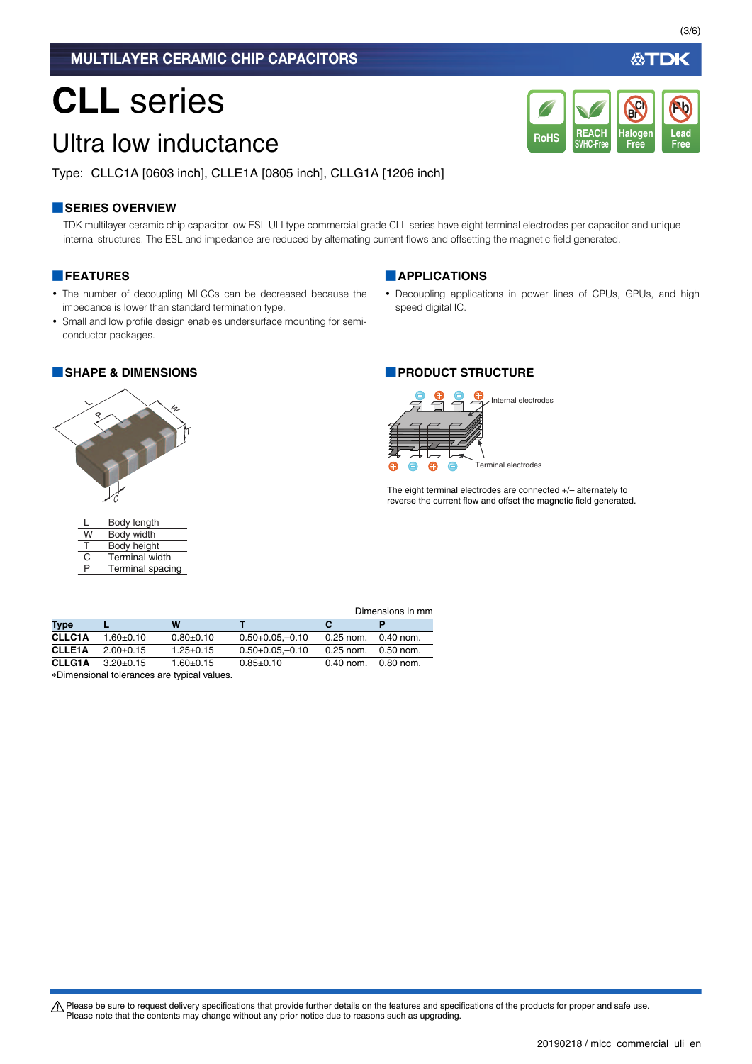# CLL series

## Ultra low inductance

Type: CLLC1A [0603 inch], CLLE1A [0805 inch], CLLG1A [1206 inch]

### SERIES OVERVIEW

TDK multilayer ceramic chip capacitor low ESL ULI type commercial grade CLL series have eight terminal electrodes per capacitor and unique internal structures. The ESL and impedance are reduced by alternating current flows and offsetting the magnetic field generated.

### FEATURES

- The number of decoupling MLCCs can be decreased because the impedance is lower than standard termination type.
- Small and low profile design enables undersurface mounting for semi-conductor packages.

### APPLICATIONS

- Decoupling applications in power lines of CPUs, GPUs, and high speed digital IC.

### SHAPE & DIMENSIONS

| | |
|---|---|
| L | Body length |
| W | Body width |
| T | Body height |
| C | Terminal width |
| P | Terminal spacing |

### PRODUCT STRUCTURE

Internal electrodes

Terminal electrodes

The eight terminal electrodes are connected +/– alternately to reverse the current flow and offset the magnetic field generated.

Dimensions in mm

| Type | L | W | T | C | P |
|---|---|---|---|---|---|
| CLLC1A | 1.60±0.10 | 0.80±0.10 | 0.50+0.05,–0.10 | 0.25 nom. | 0.40 nom. |
| CLLE1A | 2.00±0.15 | 1.25±0.15 | 0.50+0.05,–0.10 | 0.25 nom. | 0.50 nom. |
| CLLG1A | 3.20±0.15 | 1.60±0.15 | 0.85±0.10 | 0.40 nom. | 0.80 nom. |

∗Dimensional tolerances are typical values.

⚠ Please be sure to request delivery specifications that provide further details on the features and specifications of the products for proper and safe use.
Please note that the contents may change without any prior notice due to reasons such as upgrading.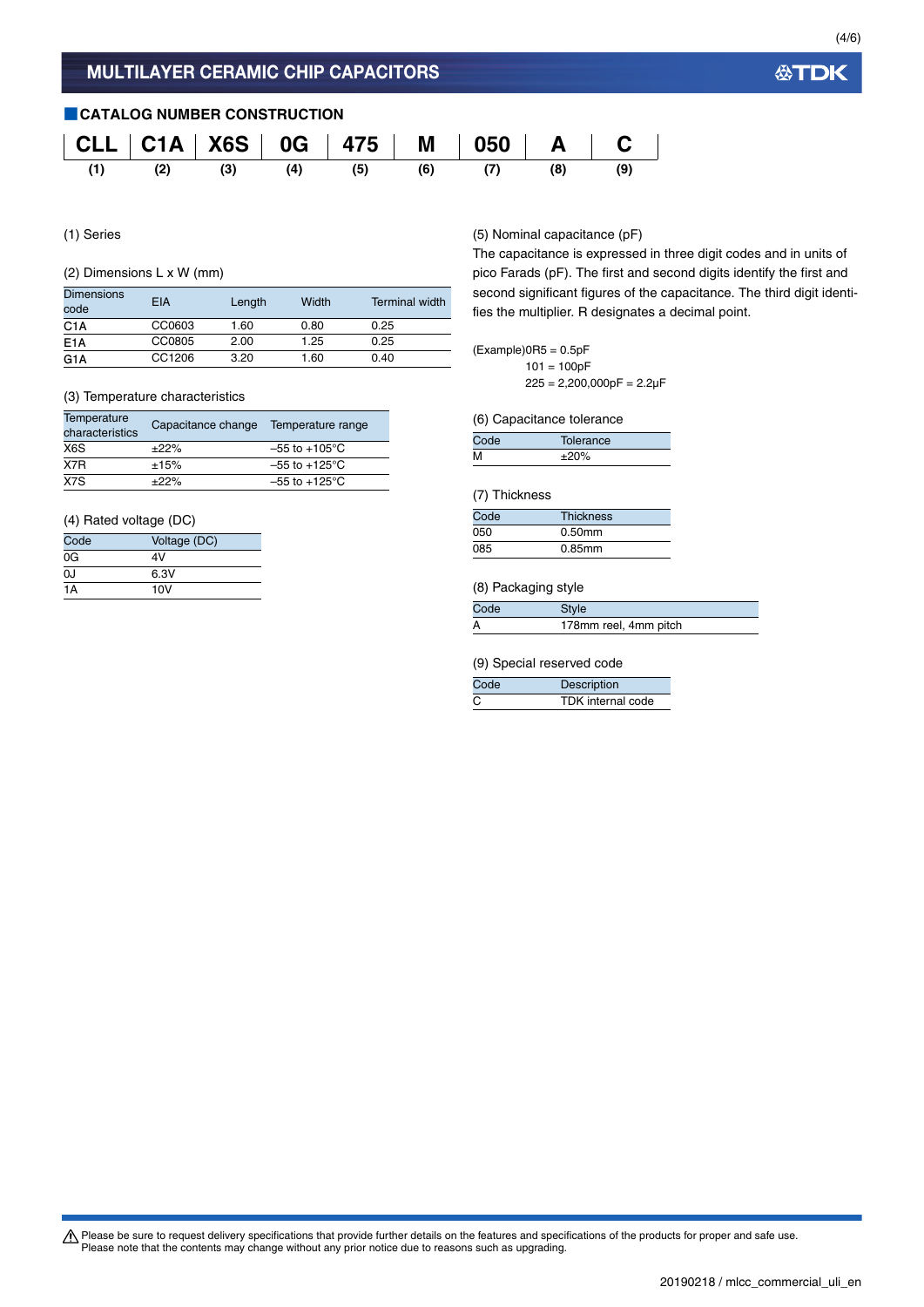## MULTILAYER CERAMIC CHIP CAPACITORS

### CATALOG NUMBER CONSTRUCTION

| CLL | C1A | X6S | 0G | 475 | M | 050 | A | C |
|---|---|---|---|---|---|---|---|---|
| (1) | (2) | (3) | (4) | (5) | (6) | (7) | (8) | (9) |

(1) Series

(2) Dimensions L x W (mm)

| Dimensions code | EIA | Length | Width | Terminal width |
|---|---|---|---|---|
| C1A | CC0603 | 1.60 | 0.80 | 0.25 |
| E1A | CC0805 | 2.00 | 1.25 | 0.25 |
| G1A | CC1206 | 3.20 | 1.60 | 0.40 |

(3) Temperature characteristics

| Temperature characteristics | Capacitance change | Temperature range |
|---|---|---|
| X6S | ±22% | –55 to +105°C |
| X7R | ±15% | –55 to +125°C |
| X7S | ±22% | –55 to +125°C |

(4) Rated voltage (DC)

| Code | Voltage (DC) |
|---|---|
| 0G | 4V |
| 0J | 6.3V |
| 1A | 10V |

(5) Nominal capacitance (pF)

The capacitance is expressed in three digit codes and in units of pico Farads (pF). The first and second digits identify the first and second significant figures of the capacitance. The third digit identifies the multiplier. R designates a decimal point.

(Example)0R5 = 0.5pF
101 = 100pF
225 = 2,200,000pF = 2.2μF

(6) Capacitance tolerance

| Code | Tolerance |
|---|---|
| M | ±20% |

(7) Thickness

| Code | Thickness |
|---|---|
| 050 | 0.50mm |
| 085 | 0.85mm |

(8) Packaging style

| Code | Style |
|---|---|
| A | 178mm reel, 4mm pitch |

(9) Special reserved code

| Code | Description |
|---|---|
| C | TDK internal code |

⚠ Please be sure to request delivery specifications that provide further details on the features and specifications of the products for proper and safe use.
Please note that the contents may change without any prior notice due to reasons such as upgrading.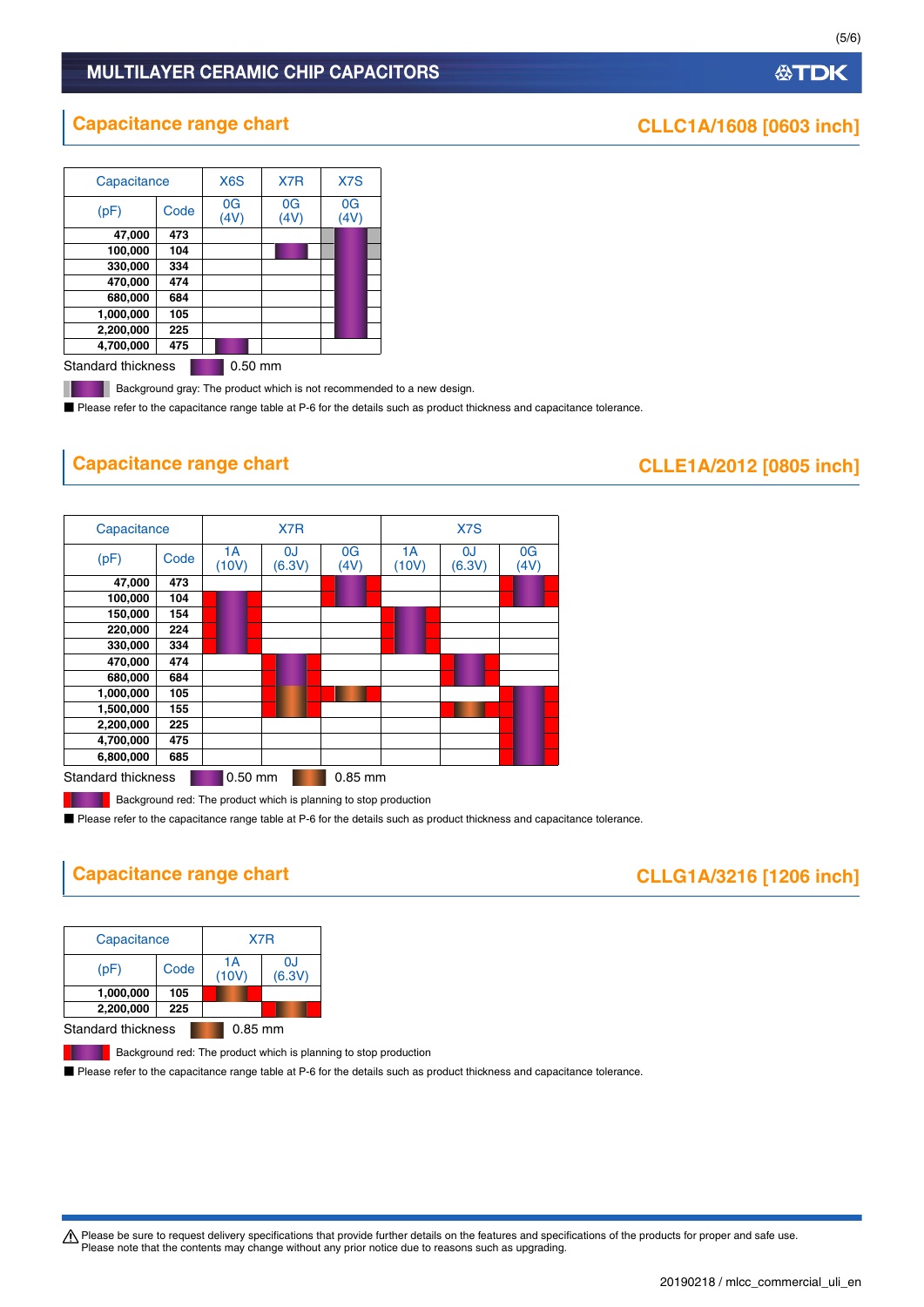## Capacitance range chart

### CLLC1A/1608 [0603 inch]

| Capacitance (pF) | Code | X6S 0G (4V) | X7R 0G (4V) | X7S 0G (4V) |
|---|---|---|---|---|
| 47,000 | 473 | | | 0.50 mm (Background gray) |
| 100,000 | 104 | | 0.50 mm | 0.50 mm (Background gray) |
| 330,000 | 334 | | | 0.50 mm |
| 470,000 | 474 | | | 0.50 mm |
| 680,000 | 684 | | | 0.50 mm |
| 1,000,000 | 105 | | | 0.50 mm |
| 2,200,000 | 225 | | | 0.50 mm |
| 4,700,000 | 475 | 0.50 mm | | |

Standard thickness: 0.50 mm

Background gray: The product which is not recommended to a new design.

■ Please refer to the capacitance range table at P-6 for the details such as product thickness and capacitance tolerance.

## Capacitance range chart

### CLLE1A/2012 [0805 inch]

| Capacitance (pF) | Code | X7R 1A (10V) | X7R 0J (6.3V) | X7R 0G (4V) | X7S 1A (10V) | X7S 0J (6.3V) | X7S 0G (4V) |
|---|---|---|---|---|---|---|---|
| 47,000 | 473 | | | 0.50 mm (Background red) | | | 0.50 mm (Background red) |
| 100,000 | 104 | 0.50 mm (Background red) | | 0.50 mm (Background red) | | | 0.50 mm (Background red) |
| 150,000 | 154 | 0.50 mm (Background red) | | | 0.50 mm (Background red) | | |
| 220,000 | 224 | 0.50 mm (Background red) | | | 0.50 mm (Background red) | | |
| 330,000 | 334 | 0.50 mm (Background red) | | | 0.50 mm (Background red) | | |
| 470,000 | 474 | | 0.50 mm (Background red) | | | 0.50 mm (Background red) | |
| 680,000 | 684 | | 0.50 mm (Background red) | | | 0.50 mm (Background red) | |
| 1,000,000 | 105 | | 0.85 mm (Background red) | 0.85 mm (Background red) | | | 0.50 mm (Background red) |
| 1,500,000 | 155 | | 0.85 mm (Background red) | | | 0.85 mm (Background red) | 0.50 mm (Background red) |
| 2,200,000 | 225 | | | | | | 0.50 mm (Background red) |
| 4,700,000 | 475 | | | | | | 0.50 mm (Background red) |
| 6,800,000 | 685 | | | | | | 0.50 mm (Background red) |

Standard thickness: 0.50 mm, 0.85 mm

Background red: The product which is planning to stop production

■ Please refer to the capacitance range table at P-6 for the details such as product thickness and capacitance tolerance.

## Capacitance range chart

### CLLG1A/3216 [1206 inch]

| Capacitance (pF) | Code | X7R 1A (10V) | X7R 0J (6.3V) |
|---|---|---|---|
| 1,000,000 | 105 | 0.85 mm (Background red) | |
| 2,200,000 | 225 | | 0.85 mm (Background red) |

Standard thickness: 0.85 mm

Background red: The product which is planning to stop production

■ Please refer to the capacitance range table at P-6 for the details such as product thickness and capacitance tolerance.

⚠ Please be sure to request delivery specifications that provide further details on the features and specifications of the products for proper and safe use.
Please note that the contents may change without any prior notice due to reasons such as upgrading.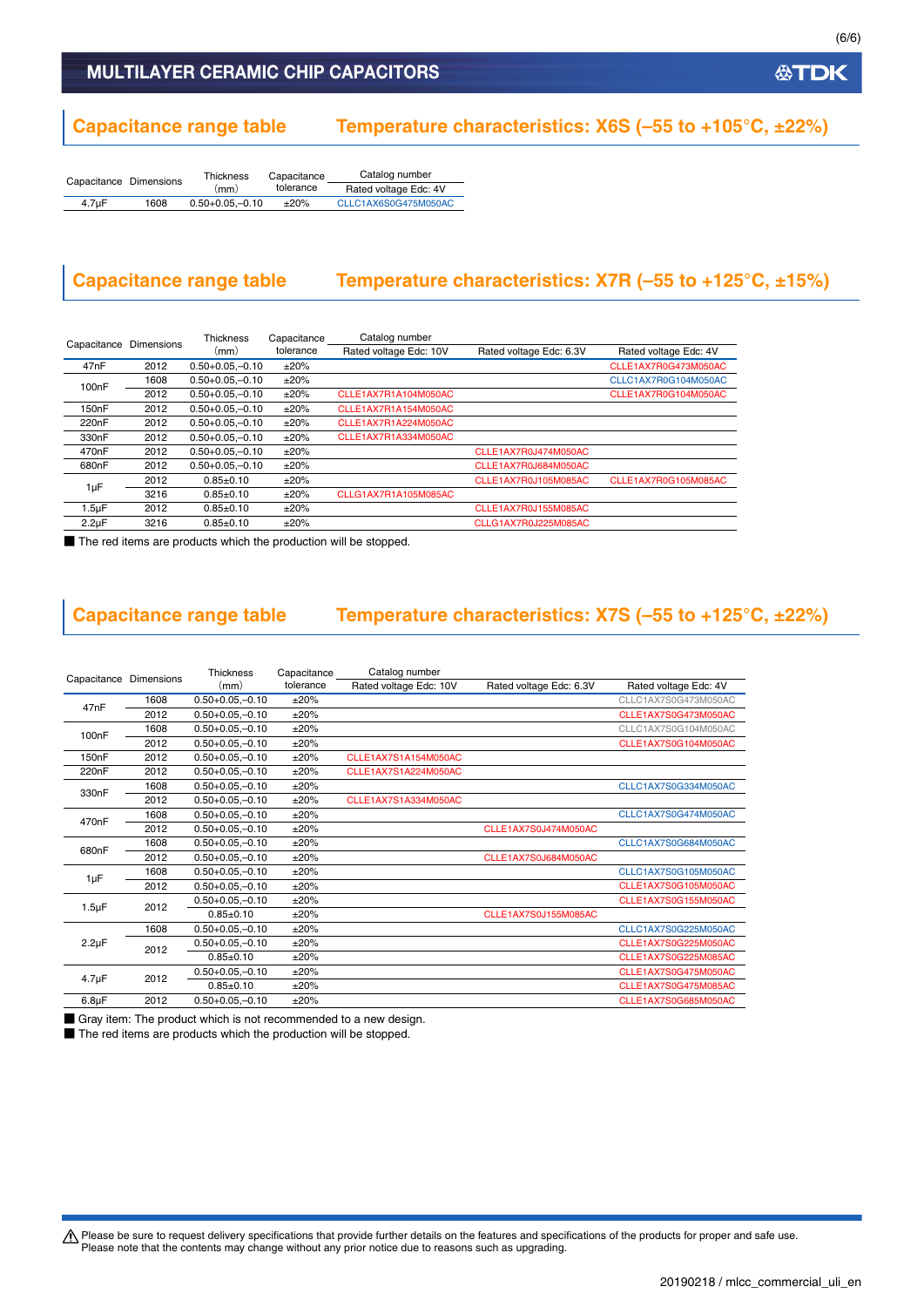## Capacitance range table — Temperature characteristics: X6S (–55 to +105°C, ±22%)

| Capacitance | Dimensions | Thickness (mm) | Capacitance tolerance | Catalog number |
|---|---|---|---|---|
| | | | | Rated voltage Edc: 4V |
| 4.7µF | 1608 | 0.50+0.05,–0.10 | ±20% | CLLC1AX6S0G475M050AC |

## Capacitance range table — Temperature characteristics: X7R (–55 to +125°C, ±15%)

| Capacitance | Dimensions | Thickness (mm) | Capacitance tolerance | Catalog number | | |
|---|---|---|---|---|---|---|
| | | | | Rated voltage Edc: 10V | Rated voltage Edc: 6.3V | Rated voltage Edc: 4V |
| 47nF | 2012 | 0.50+0.05,–0.10 | ±20% | | | CLLE1AX7R0G473M050AC |
| 100nF | 1608 | 0.50+0.05,–0.10 | ±20% | | | CLLC1AX7R0G104M050AC |
| | 2012 | 0.50+0.05,–0.10 | ±20% | CLLE1AX7R1A104M050AC | | CLLE1AX7R0G104M050AC |
| 150nF | 2012 | 0.50+0.05,–0.10 | ±20% | CLLE1AX7R1A154M050AC | | |
| 220nF | 2012 | 0.50+0.05,–0.10 | ±20% | CLLE1AX7R1A224M050AC | | |
| 330nF | 2012 | 0.50+0.05,–0.10 | ±20% | CLLE1AX7R1A334M050AC | | |
| 470nF | 2012 | 0.50+0.05,–0.10 | ±20% | | CLLE1AX7R0J474M050AC | |
| 680nF | 2012 | 0.50+0.05,–0.10 | ±20% | | CLLE1AX7R0J684M050AC | |
| 1µF | 2012 | 0.85±0.10 | ±20% | | CLLE1AX7R0J105M085AC | CLLE1AX7R0G105M085AC |
| | 3216 | 0.85±0.10 | ±20% | CLLG1AX7R1A105M085AC | | |
| 1.5µF | 2012 | 0.85±0.10 | ±20% | | CLLE1AX7R0J155M085AC | |
| 2.2µF | 3216 | 0.85±0.10 | ±20% | | CLLG1AX7R0J225M085AC | |

■ The red items are products which the production will be stopped.

## Capacitance range table — Temperature characteristics: X7S (–55 to +125°C, ±22%)

| Capacitance | Dimensions | Thickness (mm) | Capacitance tolerance | Catalog number | | |
|---|---|---|---|---|---|---|
| | | | | Rated voltage Edc: 10V | Rated voltage Edc: 6.3V | Rated voltage Edc: 4V |
| 47nF | 1608 | 0.50+0.05,–0.10 | ±20% | | | CLLC1AX7S0G473M050AC |
| | 2012 | 0.50+0.05,–0.10 | ±20% | | | CLLE1AX7S0G473M050AC |
| 100nF | 1608 | 0.50+0.05,–0.10 | ±20% | | | CLLC1AX7S0G104M050AC |
| | 2012 | 0.50+0.05,–0.10 | ±20% | | | CLLE1AX7S0G104M050AC |
| 150nF | 2012 | 0.50+0.05,–0.10 | ±20% | CLLE1AX7S1A154M050AC | | |
| 220nF | 2012 | 0.50+0.05,–0.10 | ±20% | CLLE1AX7S1A224M050AC | | |
| 330nF | 1608 | 0.50+0.05,–0.10 | ±20% | | | CLLC1AX7S0G334M050AC |
| | 2012 | 0.50+0.05,–0.10 | ±20% | CLLE1AX7S1A334M050AC | | |
| 470nF | 1608 | 0.50+0.05,–0.10 | ±20% | | | CLLC1AX7S0G474M050AC |
| | 2012 | 0.50+0.05,–0.10 | ±20% | | CLLE1AX7S0J474M050AC | |
| 680nF | 1608 | 0.50+0.05,–0.10 | ±20% | | | CLLC1AX7S0G684M050AC |
| | 2012 | 0.50+0.05,–0.10 | ±20% | | CLLE1AX7S0J684M050AC | |
| 1µF | 1608 | 0.50+0.05,–0.10 | ±20% | | | CLLC1AX7S0G105M050AC |
| | 2012 | 0.50+0.05,–0.10 | ±20% | | | CLLE1AX7S0G105M050AC |
| 1.5µF | 2012 | 0.50+0.05,–0.10 | ±20% | | | CLLE1AX7S0G155M050AC |
| | | 0.85±0.10 | ±20% | | CLLE1AX7S0J155M085AC | |
| 2.2µF | 1608 | 0.50+0.05,–0.10 | ±20% | | | CLLC1AX7S0G225M050AC |
| | 2012 | 0.50+0.05,–0.10 | ±20% | | | CLLE1AX7S0G225M050AC |
| | | 0.85±0.10 | ±20% | | | CLLE1AX7S0G225M085AC |
| 4.7µF | 2012 | 0.50+0.05,–0.10 | ±20% | | | CLLE1AX7S0G475M050AC |
| | | 0.85±0.10 | ±20% | | | CLLE1AX7S0G475M085AC |
| 6.8µF | 2012 | 0.50+0.05,–0.10 | ±20% | | | CLLE1AX7S0G685M050AC |

■ Gray item: The product which is not recommended to a new design.
■ The red items are products which the production will be stopped.

⚠ Please be sure to request delivery specifications that provide further details on the features and specifications of the products for proper and safe use.
Please note that the contents may change without any prior notice due to reasons such as upgrading.